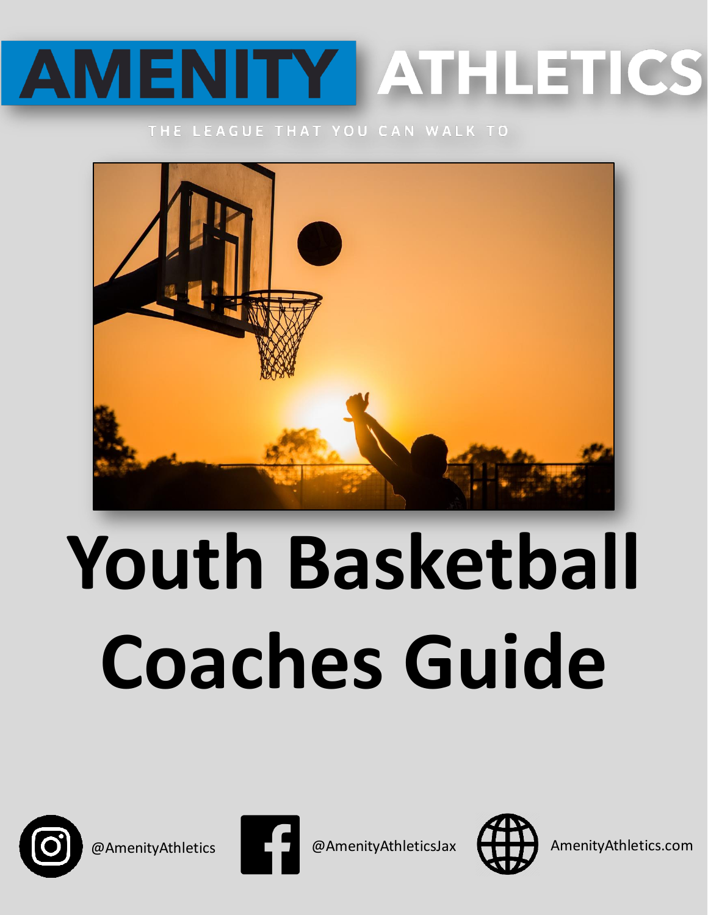# AMENITY ATHLETICS

THE LEAGUE THAT YOU CAN WALK TO

# Youth Basketball Coaches Guide

@AmenityAthletics

@AmenityAthleticsJax

AmenityAthletics.com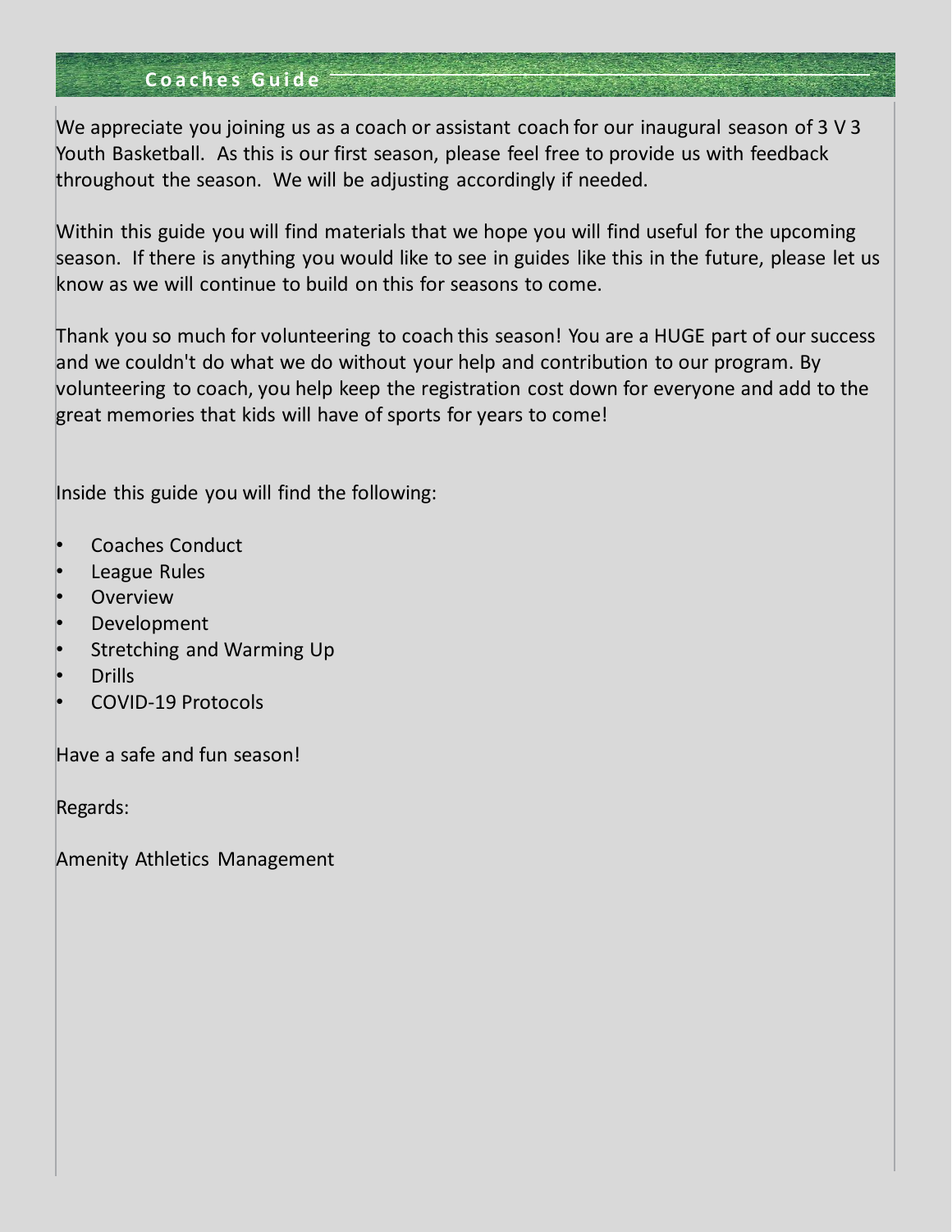## Coaches Guide

We appreciate you joining us as a coach or assistant coach for our inaugural season of 3 V 3 Youth Basketball. As this is our first season, please feel free to provide us with feedback throughout the season. We will be adjusting accordingly if needed.

Within this guide you will find materials that we hope you will find useful for the upcoming season. If there is anything you would like to see in guides like this in the future, please let us know as we will continue to build on this for seasons to come.

Thank you so much for volunteering to coach this season! You are a HUGE part of our success and we couldn't do what we do without your help and contribution to our program. By volunteering to coach, you help keep the registration cost down for everyone and add to the great memories that kids will have of sports for years to come!

Inside this guide you will find the following:

- Coaches Conduct
- League Rules
- Overview
- Development
- Stretching and Warming Up
- Drills
- COVID-19 Protocols

Have a safe and fun season!

Regards:

Amenity Athletics Management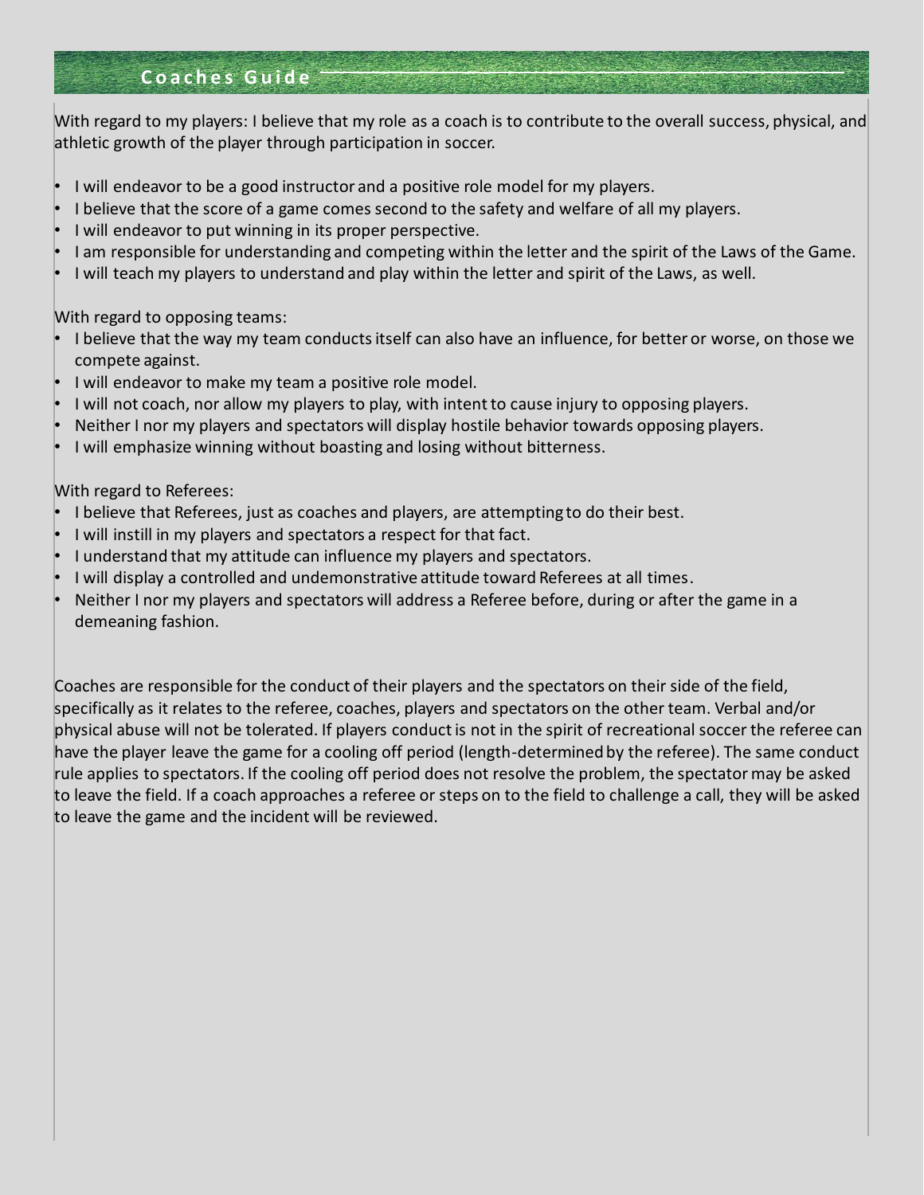## Coaches Guide

With regard to my players: I believe that my role as a coach is to contribute to the overall success, physical, and athletic growth of the player through participation in soccer.

- I will endeavor to be a good instructor and a positive role model for my players.
- I believe that the score of a game comes second to the safety and welfare of all my players.
- I will endeavor to put winning in its proper perspective.
- I am responsible for understanding and competing within the letter and the spirit of the Laws of the Game.
- I will teach my players to understand and play within the letter and spirit of the Laws, as well.

With regard to opposing teams:

- I believe that the way my team conducts itself can also have an influence, for better or worse, on those we compete against.
- I will endeavor to make my team a positive role model.
- I will not coach, nor allow my players to play, with intent to cause injury to opposing players.
- Neither I nor my players and spectators will display hostile behavior towards opposing players.
- I will emphasize winning without boasting and losing without bitterness.

With regard to Referees:

- I believe that Referees, just as coaches and players, are attempting to do their best.
- I will instill in my players and spectators a respect for that fact.
- I understand that my attitude can influence my players and spectators.
- I will display a controlled and undemonstrative attitude toward Referees at all times.
- Neither I nor my players and spectators will address a Referee before, during or after the game in a demeaning fashion.

Coaches are responsible for the conduct of their players and the spectators on their side of the field, specifically as it relates to the referee, coaches, players and spectators on the other team. Verbal and/or physical abuse will not be tolerated. If players conduct is not in the spirit of recreational soccer the referee can have the player leave the game for a cooling off period (length-determined by the referee). The same conduct rule applies to spectators. If the cooling off period does not resolve the problem, the spectator may be asked to leave the field. If a coach approaches a referee or steps on to the field to challenge a call, they will be asked to leave the game and the incident will be reviewed.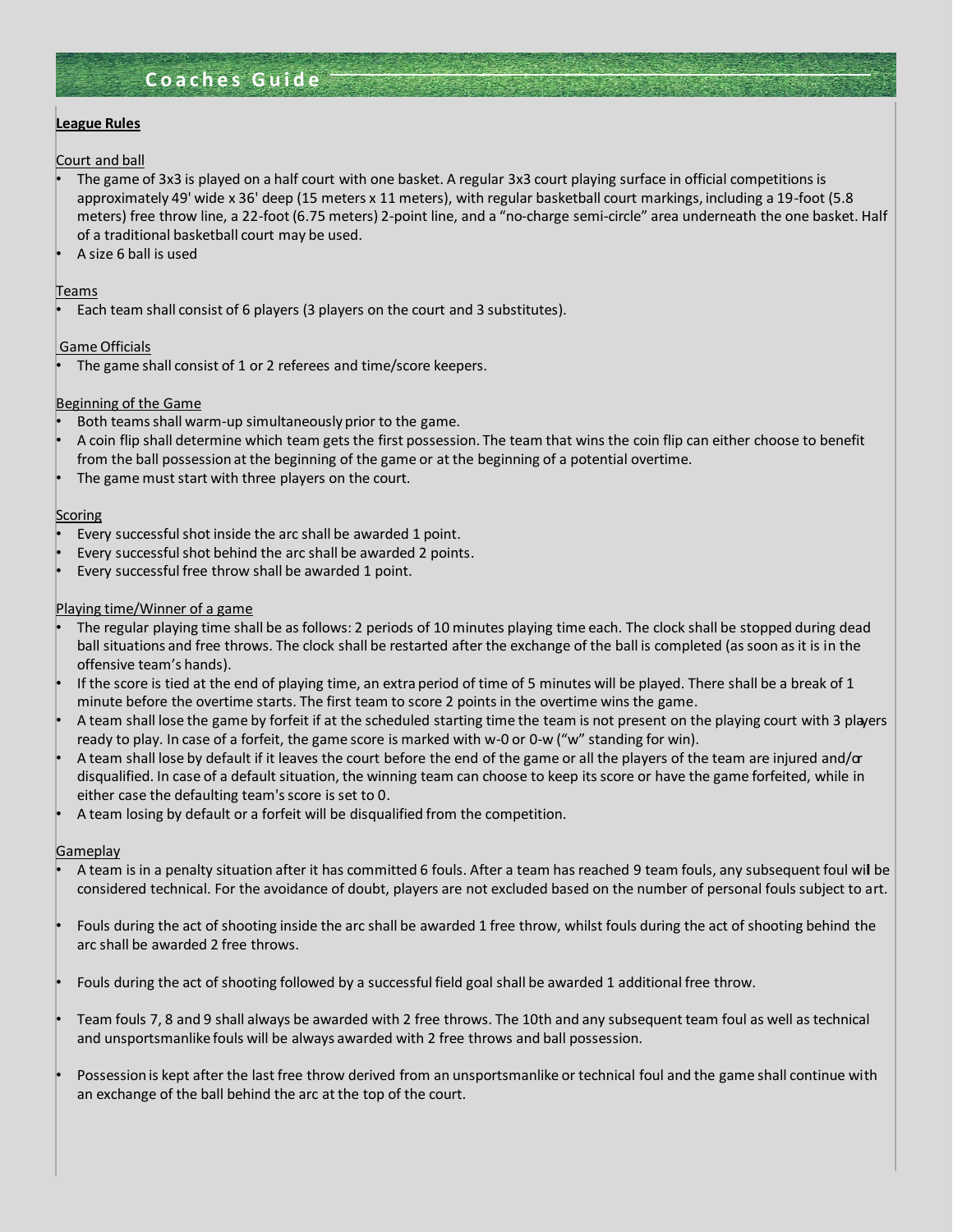# Coaches Guide

## League Rules

### Court and ball

- The game of 3x3 is played on a half court with one basket. A regular 3x3 court playing surface in official competitions is approximately 49' wide x 36' deep (15 meters x 11 meters), with regular basketball court markings, including a 19-foot (5.8 meters) free throw line, a 22-foot (6.75 meters) 2-point line, and a "no-charge semi-circle" area underneath the one basket. Half of a traditional basketball court may be used.
- A size 6 ball is used

### Teams

- Each team shall consist of 6 players (3 players on the court and 3 substitutes).

### Game Officials

- The game shall consist of 1 or 2 referees and time/score keepers.

### Beginning of the Game

- Both teams shall warm-up simultaneously prior to the game.
- A coin flip shall determine which team gets the first possession. The team that wins the coin flip can either choose to benefit from the ball possession at the beginning of the game or at the beginning of a potential overtime.
- The game must start with three players on the court.

### Scoring

- Every successful shot inside the arc shall be awarded 1 point.
- Every successful shot behind the arc shall be awarded 2 points.
- Every successful free throw shall be awarded 1 point.

### Playing time/Winner of a game

- The regular playing time shall be as follows: 2 periods of 10 minutes playing time each. The clock shall be stopped during dead ball situations and free throws. The clock shall be restarted after the exchange of the ball is completed (as soon as it is in the offensive team's hands).
- If the score is tied at the end of playing time, an extra period of time of 5 minutes will be played. There shall be a break of 1 minute before the overtime starts. The first team to score 2 points in the overtime wins the game.
- A team shall lose the game by forfeit if at the scheduled starting time the team is not present on the playing court with 3 players ready to play. In case of a forfeit, the game score is marked with w-0 or 0-w ("w" standing for win).
- A team shall lose by default if it leaves the court before the end of the game or all the players of the team are injured and/or disqualified. In case of a default situation, the winning team can choose to keep its score or have the game forfeited, while in either case the defaulting team's score is set to 0.
- A team losing by default or a forfeit will be disqualified from the competition.

### Gameplay

- A team is in a penalty situation after it has committed 6 fouls. After a team has reached 9 team fouls, any subsequent foul will be considered technical. For the avoidance of doubt, players are not excluded based on the number of personal fouls subject to art.
- Fouls during the act of shooting inside the arc shall be awarded 1 free throw, whilst fouls during the act of shooting behind the arc shall be awarded 2 free throws.
- Fouls during the act of shooting followed by a successful field goal shall be awarded 1 additional free throw.
- Team fouls 7, 8 and 9 shall always be awarded with 2 free throws. The 10th and any subsequent team foul as well as technical and unsportsmanlike fouls will be always awarded with 2 free throws and ball possession.
- Possession is kept after the last free throw derived from an unsportsmanlike or technical foul and the game shall continue with an exchange of the ball behind the arc at the top of the court.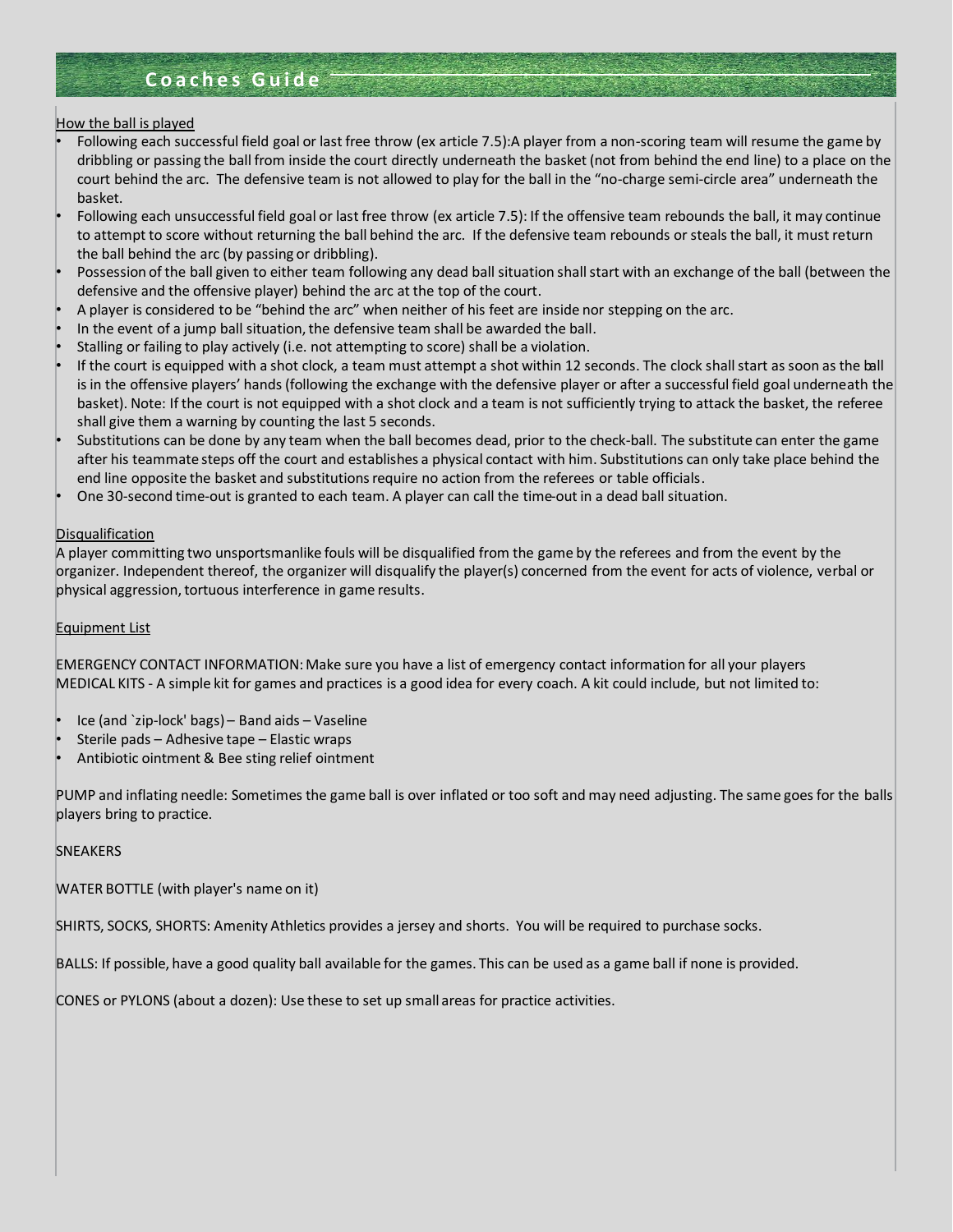How the ball is played

- Following each successful field goal or last free throw (ex article 7.5):A player from a non-scoring team will resume the game by dribbling or passing the ball from inside the court directly underneath the basket (not from behind the end line) to a place on the court behind the arc. The defensive team is not allowed to play for the ball in the "no-charge semi-circle area" underneath the basket.
- Following each unsuccessful field goal or last free throw (ex article 7.5): If the offensive team rebounds the ball, it may continue to attempt to score without returning the ball behind the arc. If the defensive team rebounds or steals the ball, it must return the ball behind the arc (by passing or dribbling).
- Possession of the ball given to either team following any dead ball situation shall start with an exchange of the ball (between the defensive and the offensive player) behind the arc at the top of the court.
- A player is considered to be "behind the arc" when neither of his feet are inside nor stepping on the arc.
- In the event of a jump ball situation, the defensive team shall be awarded the ball.
- Stalling or failing to play actively (i.e. not attempting to score) shall be a violation.
- If the court is equipped with a shot clock, a team must attempt a shot within 12 seconds. The clock shall start as soon as the ball is in the offensive players' hands (following the exchange with the defensive player or after a successful field goal underneath the basket). Note: If the court is not equipped with a shot clock and a team is not sufficiently trying to attack the basket, the referee shall give them a warning by counting the last 5 seconds.
- Substitutions can be done by any team when the ball becomes dead, prior to the check-ball. The substitute can enter the game after his teammate steps off the court and establishes a physical contact with him. Substitutions can only take place behind the end line opposite the basket and substitutions require no action from the referees or table officials.
- One 30-second time-out is granted to each team. A player can call the time-out in a dead ball situation.

Disqualification

A player committing two unsportsmanlike fouls will be disqualified from the game by the referees and from the event by the organizer. Independent thereof, the organizer will disqualify the player(s) concerned from the event for acts of violence, verbal or physical aggression, tortuous interference in game results.

Equipment List

EMERGENCY CONTACT INFORMATION: Make sure you have a list of emergency contact information for all your players
MEDICAL KITS - A simple kit for games and practices is a good idea for every coach. A kit could include, but not limited to:

- Ice (and `zip-lock' bags) – Band aids – Vaseline
- Sterile pads – Adhesive tape – Elastic wraps
- Antibiotic ointment & Bee sting relief ointment

PUMP and inflating needle: Sometimes the game ball is over inflated or too soft and may need adjusting. The same goes for the balls players bring to practice.

SNEAKERS

WATER BOTTLE (with player's name on it)

SHIRTS, SOCKS, SHORTS: Amenity Athletics provides a jersey and shorts. You will be required to purchase socks.

BALLS: If possible, have a good quality ball available for the games. This can be used as a game ball if none is provided.

CONES or PYLONS (about a dozen): Use these to set up small areas for practice activities.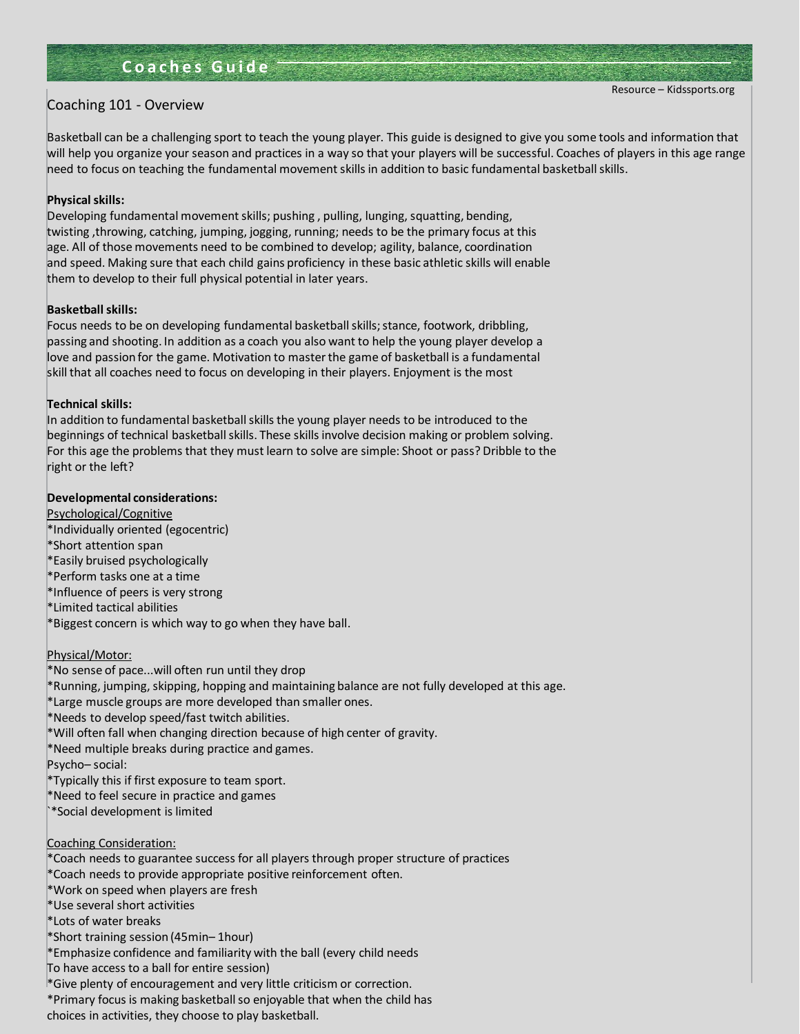Coaches Guide

Resource – Kidssports.org

## Coaching 101 - Overview

Basketball can be a challenging sport to teach the young player. This guide is designed to give you some tools and information that will help you organize your season and practices in a way so that your players will be successful. Coaches of players in this age range need to focus on teaching the fundamental movement skills in addition to basic fundamental basketball skills.

**Physical skills:**
Developing fundamental movement skills; pushing , pulling, lunging, squatting, bending, twisting ,throwing, catching, jumping, jogging, running; needs to be the primary focus at this age. All of those movements need to be combined to develop; agility, balance, coordination and speed. Making sure that each child gains proficiency in these basic athletic skills will enable them to develop to their full physical potential in later years.

**Basketball skills:**
Focus needs to be on developing fundamental basketball skills; stance, footwork, dribbling, passing and shooting. In addition as a coach you also want to help the young player develop a love and passion for the game. Motivation to master the game of basketball is a fundamental skill that all coaches need to focus on developing in their players. Enjoyment is the most

**Technical skills:**
In addition to fundamental basketball skills the young player needs to be introduced to the beginnings of technical basketball skills. These skills involve decision making or problem solving. For this age the problems that they must learn to solve are simple: Shoot or pass? Dribble to the right or the left?

**Developmental considerations:**

<u>Psychological/Cognitive</u>
*Individually oriented (egocentric)
*Short attention span
*Easily bruised psychologically
*Perform tasks one at a time
*Influence of peers is very strong
*Limited tactical abilities
*Biggest concern is which way to go when they have ball.

<u>Physical/Motor:</u>
*No sense of pace...will often run until they drop
*Running, jumping, skipping, hopping and maintaining balance are not fully developed at this age.
*Large muscle groups are more developed than smaller ones.
*Needs to develop speed/fast twitch abilities.
*Will often fall when changing direction because of high center of gravity.
*Need multiple breaks during practice and games.
Psycho– social:
*Typically this if first exposure to team sport.
*Need to feel secure in practice and games
`*Social development is limited

<u>Coaching Consideration:</u>
*Coach needs to guarantee success for all players through proper structure of practices
*Coach needs to provide appropriate positive reinforcement often.
*Work on speed when players are fresh
*Use several short activities
*Lots of water breaks
*Short training session (45min– 1hour)
*Emphasize confidence and familiarity with the ball (every child needs To have access to a ball for entire session)
*Give plenty of encouragement and very little criticism or correction.
*Primary focus is making basketball so enjoyable that when the child has choices in activities, they choose to play basketball.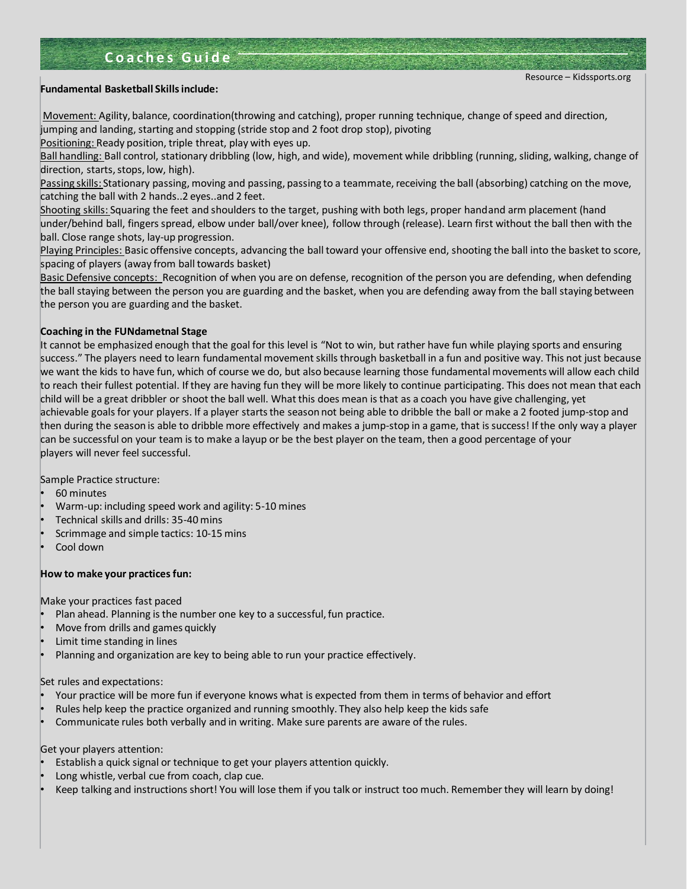## Coaches Guide

Resource – Kidssports.org

**Fundamental Basketball Skills include:**

Movement: Agility, balance, coordination(throwing and catching), proper running technique, change of speed and direction, jumping and landing, starting and stopping (stride stop and 2 foot drop stop), pivoting

Positioning: Ready position, triple threat, play with eyes up.

Ball handling: Ball control, stationary dribbling (low, high, and wide), movement while dribbling (running, sliding, walking, change of direction, starts, stops, low, high).

Passing skills: Stationary passing, moving and passing, passing to a teammate, receiving the ball (absorbing) catching on the move, catching the ball with 2 hands..2 eyes..and 2 feet.

Shooting skills: Squaring the feet and shoulders to the target, pushing with both legs, proper handand arm placement (hand under/behind ball, fingers spread, elbow under ball/over knee), follow through (release). Learn first without the ball then with the ball. Close range shots, lay-up progression.

Playing Principles: Basic offensive concepts, advancing the ball toward your offensive end, shooting the ball into the basket to score, spacing of players (away from ball towards basket)

Basic Defensive concepts: Recognition of when you are on defense, recognition of the person you are defending, when defending the ball staying between the person you are guarding and the basket, when you are defending away from the ball staying between the person you are guarding and the basket.

**Coaching in the FUNdametnal Stage**

It cannot be emphasized enough that the goal for this level is "Not to win, but rather have fun while playing sports and ensuring success." The players need to learn fundamental movement skills through basketball in a fun and positive way. This not just because we want the kids to have fun, which of course we do, but also because learning those fundamental movements will allow each child to reach their fullest potential. If they are having fun they will be more likely to continue participating. This does not mean that each child will be a great dribbler or shoot the ball well. What this does mean is that as a coach you have give challenging, yet achievable goals for your players. If a player starts the season not being able to dribble the ball or make a 2 footed jump-stop and then during the season is able to dribble more effectively and makes a jump-stop in a game, that is success! If the only way a player can be successful on your team is to make a layup or be the best player on the team, then a good percentage of your players will never feel successful.

Sample Practice structure:

- 60 minutes
- Warm-up: including speed work and agility: 5-10 mines
- Technical skills and drills: 35-40 mins
- Scrimmage and simple tactics: 10-15 mins
- Cool down

**How to make your practices fun:**

Make your practices fast paced

- Plan ahead. Planning is the number one key to a successful, fun practice.
- Move from drills and games quickly
- Limit time standing in lines
- Planning and organization are key to being able to run your practice effectively.

Set rules and expectations:

- Your practice will be more fun if everyone knows what is expected from them in terms of behavior and effort
- Rules help keep the practice organized and running smoothly. They also help keep the kids safe
- Communicate rules both verbally and in writing. Make sure parents are aware of the rules.

Get your players attention:

- Establish a quick signal or technique to get your players attention quickly.
- Long whistle, verbal cue from coach, clap cue.
- Keep talking and instructions short! You will lose them if you talk or instruct too much. Remember they will learn by doing!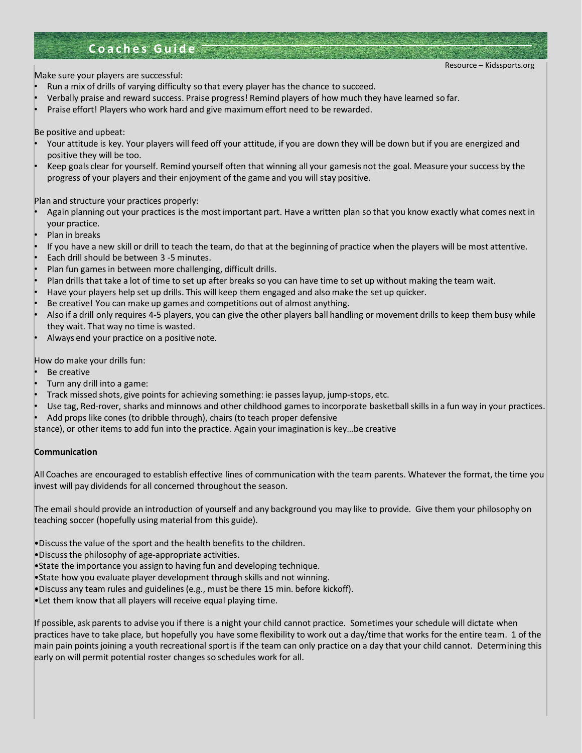## Coaches Guide

Resource – Kidssports.org

Make sure your players are successful:

- Run a mix of drills of varying difficulty so that every player has the chance to succeed.
- Verbally praise and reward success. Praise progress! Remind players of how much they have learned so far.
- Praise effort! Players who work hard and give maximum effort need to be rewarded.

Be positive and upbeat:

- Your attitude is key. Your players will feed off your attitude, if you are down they will be down but if you are energized and positive they will be too.
- Keep goals clear for yourself. Remind yourself often that winning all your gamesis not the goal. Measure your success by the progress of your players and their enjoyment of the game and you will stay positive.

Plan and structure your practices properly:

- Again planning out your practices is the most important part. Have a written plan so that you know exactly what comes next in your practice.
- Plan in breaks
- If you have a new skill or drill to teach the team, do that at the beginning of practice when the players will be most attentive.
- Each drill should be between 3 -5 minutes.
- Plan fun games in between more challenging, difficult drills.
- Plan drills that take a lot of time to set up after breaks so you can have time to set up without making the team wait.
- Have your players help set up drills. This will keep them engaged and also make the set up quicker.
- Be creative! You can make up games and competitions out of almost anything.
- Also if a drill only requires 4-5 players, you can give the other players ball handling or movement drills to keep them busy while they wait. That way no time is wasted.
- Always end your practice on a positive note.

How do make your drills fun:

- Be creative
- Turn any drill into a game:
- Track missed shots, give points for achieving something: ie passes layup, jump-stops, etc.
- Use tag, Red-rover, sharks and minnows and other childhood games to incorporate basketball skills in a fun way in your practices.
- Add props like cones (to dribble through), chairs (to teach proper defensive

stance), or other items to add fun into the practice. Again your imagination is key…be creative

**Communication**

All Coaches are encouraged to establish effective lines of communication with the team parents. Whatever the format, the time you invest will pay dividends for all concerned throughout the season.

The email should provide an introduction of yourself and any background you may like to provide. Give them your philosophy on teaching soccer (hopefully using material from this guide).

- Discuss the value of the sport and the health benefits to the children.
- Discuss the philosophy of age-appropriate activities.
- State the importance you assign to having fun and developing technique.
- State how you evaluate player development through skills and not winning.
- Discuss any team rules and guidelines (e.g., must be there 15 min. before kickoff).
- Let them know that all players will receive equal playing time.

If possible, ask parents to advise you if there is a night your child cannot practice. Sometimes your schedule will dictate when practices have to take place, but hopefully you have some flexibility to work out a day/time that works for the entire team. 1 of the main pain points joining a youth recreational sport is if the team can only practice on a day that your child cannot. Determining this early on will permit potential roster changes so schedules work for all.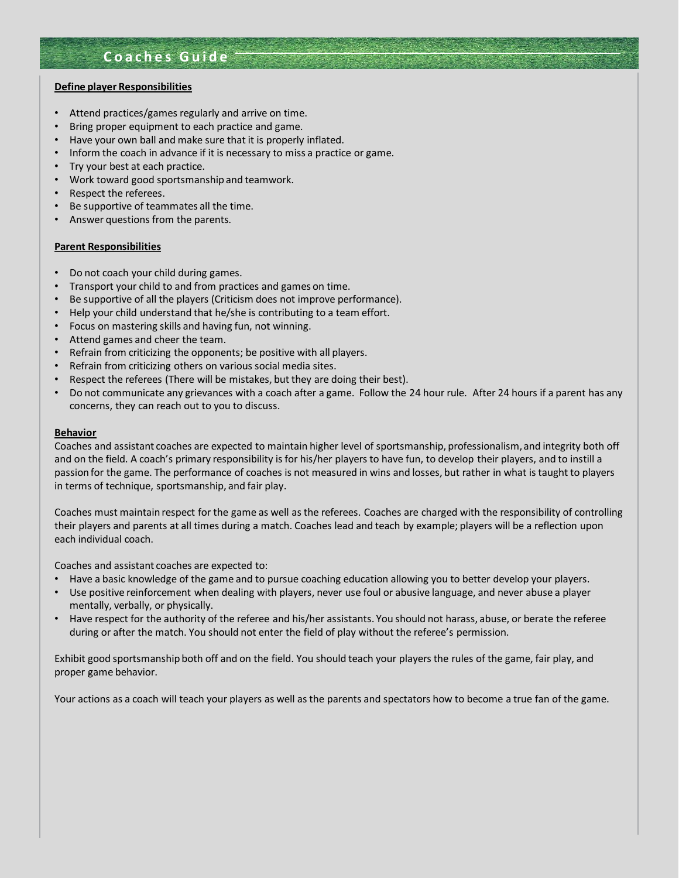**Define player Responsibilities**

- Attend practices/games regularly and arrive on time.
- Bring proper equipment to each practice and game.
- Have your own ball and make sure that it is properly inflated.
- Inform the coach in advance if it is necessary to miss a practice or game.
- Try your best at each practice.
- Work toward good sportsmanship and teamwork.
- Respect the referees.
- Be supportive of teammates all the time.
- Answer questions from the parents.

**Parent Responsibilities**

- Do not coach your child during games.
- Transport your child to and from practices and games on time.
- Be supportive of all the players (Criticism does not improve performance).
- Help your child understand that he/she is contributing to a team effort.
- Focus on mastering skills and having fun, not winning.
- Attend games and cheer the team.
- Refrain from criticizing the opponents; be positive with all players.
- Refrain from criticizing others on various social media sites.
- Respect the referees (There will be mistakes, but they are doing their best).
- Do not communicate any grievances with a coach after a game. Follow the 24 hour rule. After 24 hours if a parent has any concerns, they can reach out to you to discuss.

**Behavior**

Coaches and assistant coaches are expected to maintain higher level of sportsmanship, professionalism, and integrity both off and on the field. A coach's primary responsibility is for his/her players to have fun, to develop their players, and to instill a passion for the game. The performance of coaches is not measured in wins and losses, but rather in what is taught to players in terms of technique, sportsmanship, and fair play.

Coaches must maintain respect for the game as well as the referees. Coaches are charged with the responsibility of controlling their players and parents at all times during a match. Coaches lead and teach by example; players will be a reflection upon each individual coach.

Coaches and assistant coaches are expected to:

- Have a basic knowledge of the game and to pursue coaching education allowing you to better develop your players.
- Use positive reinforcement when dealing with players, never use foul or abusive language, and never abuse a player mentally, verbally, or physically.
- Have respect for the authority of the referee and his/her assistants. You should not harass, abuse, or berate the referee during or after the match. You should not enter the field of play without the referee's permission.

Exhibit good sportsmanship both off and on the field. You should teach your players the rules of the game, fair play, and proper game behavior.

Your actions as a coach will teach your players as well as the parents and spectators how to become a true fan of the game.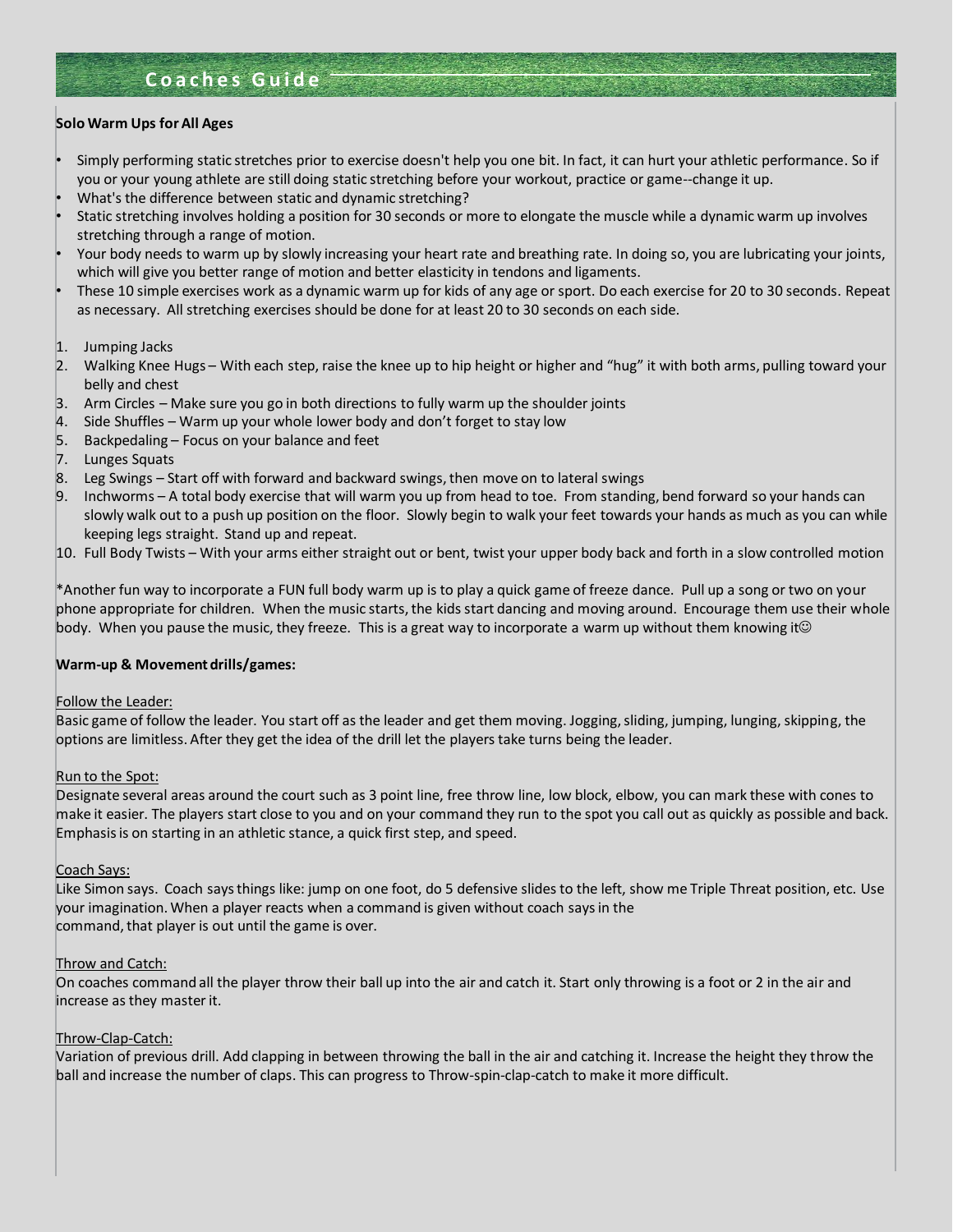# Coaches Guide

**Solo Warm Ups for All Ages**

- Simply performing static stretches prior to exercise doesn't help you one bit. In fact, it can hurt your athletic performance. So if you or your young athlete are still doing static stretching before your workout, practice or game--change it up.
- What's the difference between static and dynamic stretching?
- Static stretching involves holding a position for 30 seconds or more to elongate the muscle while a dynamic warm up involves stretching through a range of motion.
- Your body needs to warm up by slowly increasing your heart rate and breathing rate. In doing so, you are lubricating your joints, which will give you better range of motion and better elasticity in tendons and ligaments.
- These 10 simple exercises work as a dynamic warm up for kids of any age or sport. Do each exercise for 20 to 30 seconds. Repeat as necessary. All stretching exercises should be done for at least 20 to 30 seconds on each side.

1. Jumping Jacks
2. Walking Knee Hugs – With each step, raise the knee up to hip height or higher and "hug" it with both arms, pulling toward your belly and chest
3. Arm Circles – Make sure you go in both directions to fully warm up the shoulder joints
4. Side Shuffles – Warm up your whole lower body and don't forget to stay low
5. Backpedaling – Focus on your balance and feet
7. Lunges Squats
8. Leg Swings – Start off with forward and backward swings, then move on to lateral swings
9. Inchworms – A total body exercise that will warm you up from head to toe. From standing, bend forward so your hands can slowly walk out to a push up position on the floor. Slowly begin to walk your feet towards your hands as much as you can while keeping legs straight. Stand up and repeat.
10. Full Body Twists – With your arms either straight out or bent, twist your upper body back and forth in a slow controlled motion

*Another fun way to incorporate a FUN full body warm up is to play a quick game of freeze dance. Pull up a song or two on your phone appropriate for children. When the music starts, the kids start dancing and moving around. Encourage them use their whole body. When you pause the music, they freeze. This is a great way to incorporate a warm up without them knowing it☺

**Warm-up & Movement drills/games:**

<u>Follow the Leader:</u>
Basic game of follow the leader. You start off as the leader and get them moving. Jogging, sliding, jumping, lunging, skipping, the options are limitless. After they get the idea of the drill let the players take turns being the leader.

<u>Run to the Spot:</u>
Designate several areas around the court such as 3 point line, free throw line, low block, elbow, you can mark these with cones to make it easier. The players start close to you and on your command they run to the spot you call out as quickly as possible and back. Emphasis is on starting in an athletic stance, a quick first step, and speed.

<u>Coach Says:</u>
Like Simon says. Coach says things like: jump on one foot, do 5 defensive slides to the left, show me Triple Threat position, etc. Use your imagination. When a player reacts when a command is given without coach says in the command, that player is out until the game is over.

<u>Throw and Catch:</u>
On coaches command all the player throw their ball up into the air and catch it. Start only throwing is a foot or 2 in the air and increase as they master it.

<u>Throw-Clap-Catch:</u>
Variation of previous drill. Add clapping in between throwing the ball in the air and catching it. Increase the height they throw the ball and increase the number of claps. This can progress to Throw-spin-clap-catch to make it more difficult.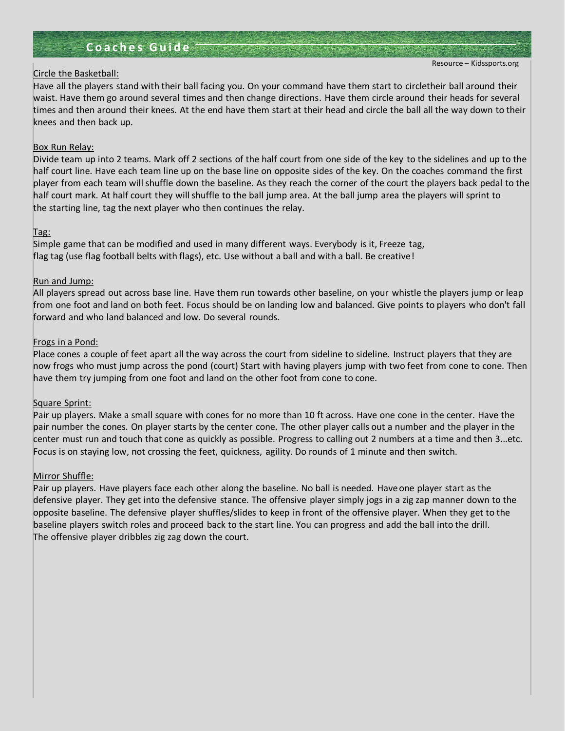Circle the Basketball:

Have all the players stand with their ball facing you. On your command have them start to circletheir ball around their waist. Have them go around several times and then change directions. Have them circle around their heads for several times and then around their knees. At the end have them start at their head and circle the ball all the way down to their knees and then back up.

Box Run Relay:

Divide team up into 2 teams. Mark off 2 sections of the half court from one side of the key to the sidelines and up to the half court line. Have each team line up on the base line on opposite sides of the key. On the coaches command the first player from each team will shuffle down the baseline. As they reach the corner of the court the players back pedal to the half court mark. At half court they will shuffle to the ball jump area. At the ball jump area the players will sprint to the starting line, tag the next player who then continues the relay.

Tag:

Simple game that can be modified and used in many different ways. Everybody is it, Freeze tag, flag tag (use flag football belts with flags), etc. Use without a ball and with a ball. Be creative!

Run and Jump:

All players spread out across base line. Have them run towards other baseline, on your whistle the players jump or leap from one foot and land on both feet. Focus should be on landing low and balanced. Give points to players who don't fall forward and who land balanced and low. Do several rounds.

Frogs in a Pond:

Place cones a couple of feet apart all the way across the court from sideline to sideline. Instruct players that they are now frogs who must jump across the pond (court) Start with having players jump with two feet from cone to cone. Then have them try jumping from one foot and land on the other foot from cone to cone.

Square Sprint:

Pair up players. Make a small square with cones for no more than 10 ft across. Have one cone in the center. Have the pair number the cones. On player starts by the center cone. The other player calls out a number and the player in the center must run and touch that cone as quickly as possible. Progress to calling out 2 numbers at a time and then 3...etc. Focus is on staying low, not crossing the feet, quickness, agility. Do rounds of 1 minute and then switch.

Mirror Shuffle:

Pair up players. Have players face each other along the baseline. No ball is needed. Have one player start as the defensive player. They get into the defensive stance. The offensive player simply jogs in a zig zap manner down to the opposite baseline. The defensive player shuffles/slides to keep in front of the offensive player. When they get to the baseline players switch roles and proceed back to the start line. You can progress and add the ball into the drill. The offensive player dribbles zig zag down the court.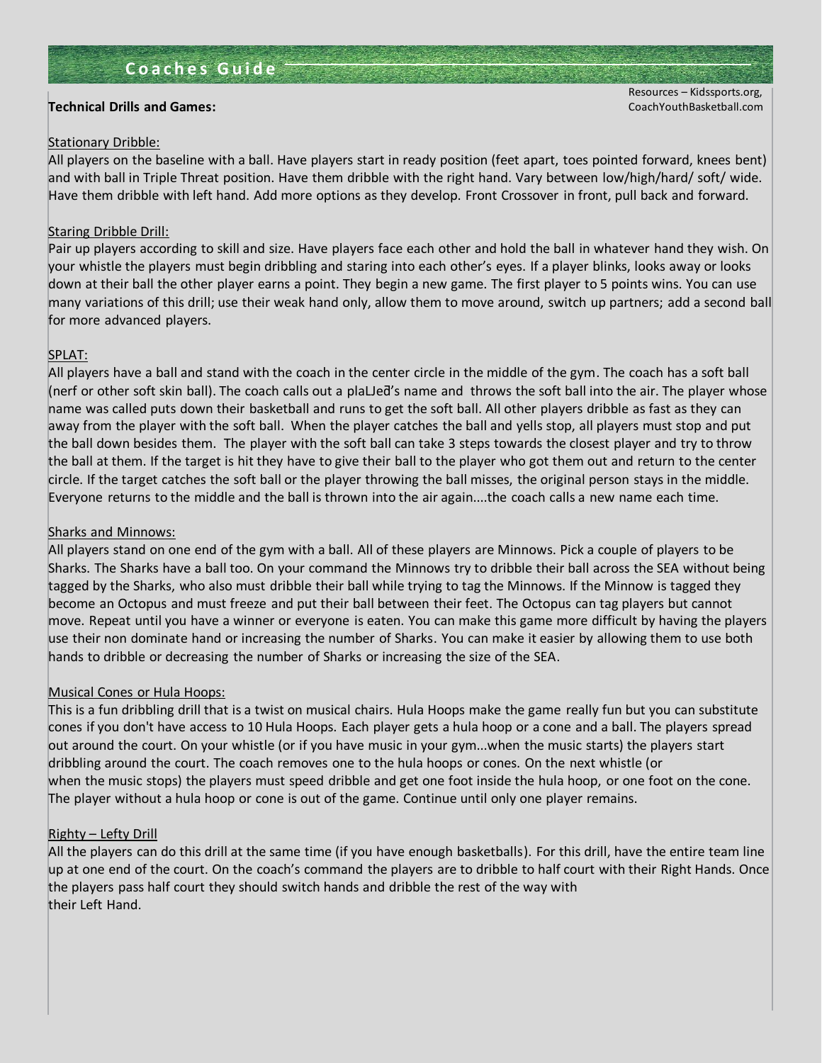# Coaches Guide

**Technical Drills and Games:**

Resources – Kidssports.org, CoachYouthBasketball.com

Stationary Dribble:

All players on the baseline with a ball. Have players start in ready position (feet apart, toes pointed forward, knees bent) and with ball in Triple Threat position. Have them dribble with the right hand. Vary between low/high/hard/ soft/ wide. Have them dribble with left hand. Add more options as they develop. Front Crossover in front, pull back and forward.

Staring Dribble Drill:

Pair up players according to skill and size. Have players face each other and hold the ball in whatever hand they wish. On your whistle the players must begin dribbling and staring into each other's eyes. If a player blinks, looks away or looks down at their ball the other player earns a point. They begin a new game. The first player to 5 points wins. You can use many variations of this drill; use their weak hand only, allow them to move around, switch up partners; add a second ball for more advanced players.

SPLAT:

All players have a ball and stand with the coach in the center circle in the middle of the gym. The coach has a soft ball (nerf or other soft skin ball). The coach calls out a plaLJeƌ's name and throws the soft ball into the air. The player whose name was called puts down their basketball and runs to get the soft ball. All other players dribble as fast as they can away from the player with the soft ball. When the player catches the ball and yells stop, all players must stop and put the ball down besides them. The player with the soft ball can take 3 steps towards the closest player and try to throw the ball at them. If the target is hit they have to give their ball to the player who got them out and return to the center circle. If the target catches the soft ball or the player throwing the ball misses, the original person stays in the middle. Everyone returns to the middle and the ball is thrown into the air again....the coach calls a new name each time.

Sharks and Minnows:

All players stand on one end of the gym with a ball. All of these players are Minnows. Pick a couple of players to be Sharks. The Sharks have a ball too. On your command the Minnows try to dribble their ball across the SEA without being tagged by the Sharks, who also must dribble their ball while trying to tag the Minnows. If the Minnow is tagged they become an Octopus and must freeze and put their ball between their feet. The Octopus can tag players but cannot move. Repeat until you have a winner or everyone is eaten. You can make this game more difficult by having the players use their non dominate hand or increasing the number of Sharks. You can make it easier by allowing them to use both hands to dribble or decreasing the number of Sharks or increasing the size of the SEA.

Musical Cones or Hula Hoops:

This is a fun dribbling drill that is a twist on musical chairs. Hula Hoops make the game really fun but you can substitute cones if you don't have access to 10 Hula Hoops. Each player gets a hula hoop or a cone and a ball. The players spread out around the court. On your whistle (or if you have music in your gym...when the music starts) the players start dribbling around the court. The coach removes one to the hula hoops or cones. On the next whistle (or when the music stops) the players must speed dribble and get one foot inside the hula hoop, or one foot on the cone. The player without a hula hoop or cone is out of the game. Continue until only one player remains.

Righty – Lefty Drill

All the players can do this drill at the same time (if you have enough basketballs). For this drill, have the entire team line up at one end of the court. On the coach's command the players are to dribble to half court with their Right Hands. Once the players pass half court they should switch hands and dribble the rest of the way with their Left Hand.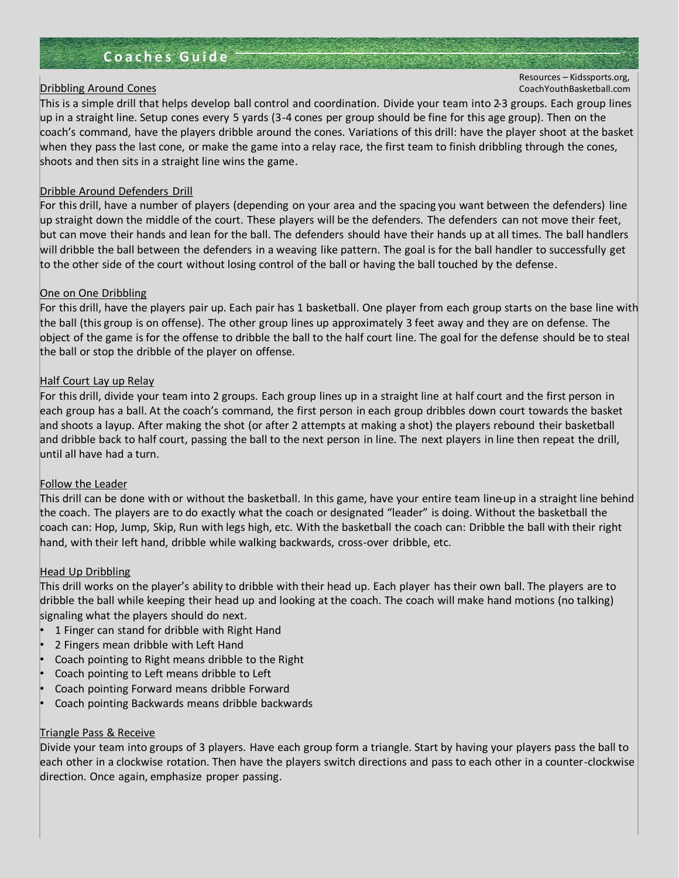Resources – Kidssports.org, CoachYouthBasketball.com

### Dribbling Around Cones

This is a simple drill that helps develop ball control and coordination. Divide your team into 2-3 groups. Each group lines up in a straight line. Setup cones every 5 yards (3-4 cones per group should be fine for this age group). Then on the coach's command, have the players dribble around the cones. Variations of this drill: have the player shoot at the basket when they pass the last cone, or make the game into a relay race, the first team to finish dribbling through the cones, shoots and then sits in a straight line wins the game.

### Dribble Around Defenders Drill

For this drill, have a number of players (depending on your area and the spacing you want between the defenders) line up straight down the middle of the court. These players will be the defenders. The defenders can not move their feet, but can move their hands and lean for the ball. The defenders should have their hands up at all times. The ball handlers will dribble the ball between the defenders in a weaving like pattern. The goal is for the ball handler to successfully get to the other side of the court without losing control of the ball or having the ball touched by the defense.

### One on One Dribbling

For this drill, have the players pair up. Each pair has 1 basketball. One player from each group starts on the base line with the ball (this group is on offense). The other group lines up approximately 3 feet away and they are on defense. The object of the game is for the offense to dribble the ball to the half court line. The goal for the defense should be to steal the ball or stop the dribble of the player on offense.

### Half Court Lay up Relay

For this drill, divide your team into 2 groups. Each group lines up in a straight line at half court and the first person in each group has a ball. At the coach's command, the first person in each group dribbles down court towards the basket and shoots a layup. After making the shot (or after 2 attempts at making a shot) the players rebound their basketball and dribble back to half court, passing the ball to the next person in line. The next players in line then repeat the drill, until all have had a turn.

### Follow the Leader

This drill can be done with or without the basketball. In this game, have your entire team line-up in a straight line behind the coach. The players are to do exactly what the coach or designated "leader" is doing. Without the basketball the coach can: Hop, Jump, Skip, Run with legs high, etc. With the basketball the coach can: Dribble the ball with their right hand, with their left hand, dribble while walking backwards, cross-over dribble, etc.

### Head Up Dribbling

This drill works on the player's ability to dribble with their head up. Each player has their own ball. The players are to dribble the ball while keeping their head up and looking at the coach. The coach will make hand motions (no talking) signaling what the players should do next.

- 1 Finger can stand for dribble with Right Hand
- 2 Fingers mean dribble with Left Hand
- Coach pointing to Right means dribble to the Right
- Coach pointing to Left means dribble to Left
- Coach pointing Forward means dribble Forward
- Coach pointing Backwards means dribble backwards

### Triangle Pass & Receive

Divide your team into groups of 3 players. Have each group form a triangle. Start by having your players pass the ball to each other in a clockwise rotation. Then have the players switch directions and pass to each other in a counter-clockwise direction. Once again, emphasize proper passing.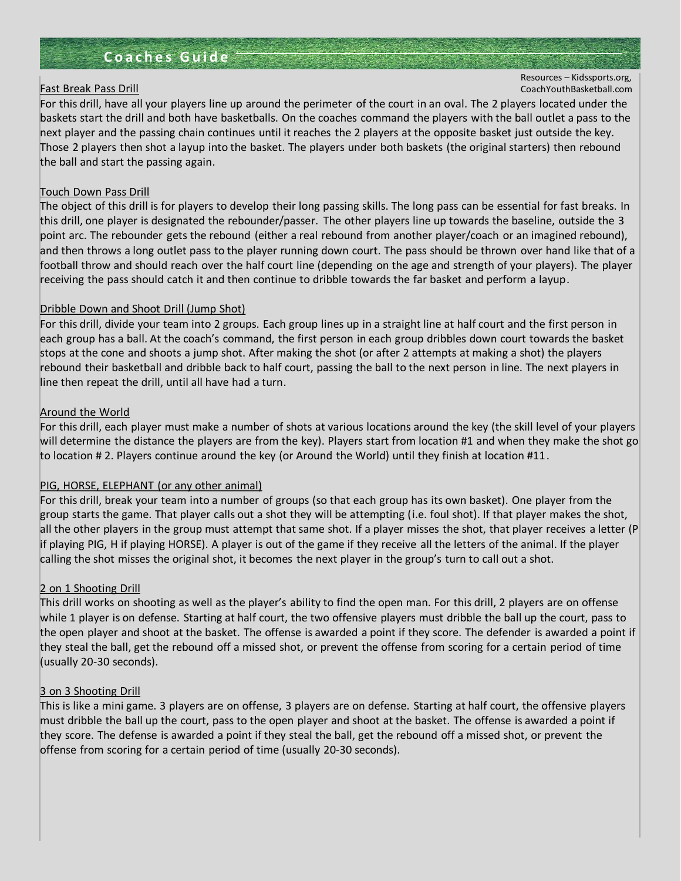Resources – Kidssports.org, CoachYouthBasketball.com

Fast Break Pass Drill

For this drill, have all your players line up around the perimeter of the court in an oval. The 2 players located under the baskets start the drill and both have basketballs. On the coaches command the players with the ball outlet a pass to the next player and the passing chain continues until it reaches the 2 players at the opposite basket just outside the key. Those 2 players then shot a layup into the basket. The players under both baskets (the original starters) then rebound the ball and start the passing again.

Touch Down Pass Drill

The object of this drill is for players to develop their long passing skills. The long pass can be essential for fast breaks. In this drill, one player is designated the rebounder/passer. The other players line up towards the baseline, outside the 3 point arc. The rebounder gets the rebound (either a real rebound from another player/coach or an imagined rebound), and then throws a long outlet pass to the player running down court. The pass should be thrown over hand like that of a football throw and should reach over the half court line (depending on the age and strength of your players). The player receiving the pass should catch it and then continue to dribble towards the far basket and perform a layup.

Dribble Down and Shoot Drill (Jump Shot)

For this drill, divide your team into 2 groups. Each group lines up in a straight line at half court and the first person in each group has a ball. At the coach's command, the first person in each group dribbles down court towards the basket stops at the cone and shoots a jump shot. After making the shot (or after 2 attempts at making a shot) the players rebound their basketball and dribble back to half court, passing the ball to the next person in line. The next players in line then repeat the drill, until all have had a turn.

Around the World

For this drill, each player must make a number of shots at various locations around the key (the skill level of your players will determine the distance the players are from the key). Players start from location #1 and when they make the shot go to location # 2. Players continue around the key (or Around the World) until they finish at location #11.

PIG, HORSE, ELEPHANT (or any other animal)

For this drill, break your team into a number of groups (so that each group has its own basket). One player from the group starts the game. That player calls out a shot they will be attempting (i.e. foul shot). If that player makes the shot, all the other players in the group must attempt that same shot. If a player misses the shot, that player receives a letter (P if playing PIG, H if playing HORSE). A player is out of the game if they receive all the letters of the animal. If the player calling the shot misses the original shot, it becomes the next player in the group's turn to call out a shot.

2 on 1 Shooting Drill

This drill works on shooting as well as the player's ability to find the open man. For this drill, 2 players are on offense while 1 player is on defense. Starting at half court, the two offensive players must dribble the ball up the court, pass to the open player and shoot at the basket. The offense is awarded a point if they score. The defender is awarded a point if they steal the ball, get the rebound off a missed shot, or prevent the offense from scoring for a certain period of time (usually 20-30 seconds).

3 on 3 Shooting Drill

This is like a mini game. 3 players are on offense, 3 players are on defense. Starting at half court, the offensive players must dribble the ball up the court, pass to the open player and shoot at the basket. The offense is awarded a point if they score. The defense is awarded a point if they steal the ball, get the rebound off a missed shot, or prevent the offense from scoring for a certain period of time (usually 20-30 seconds).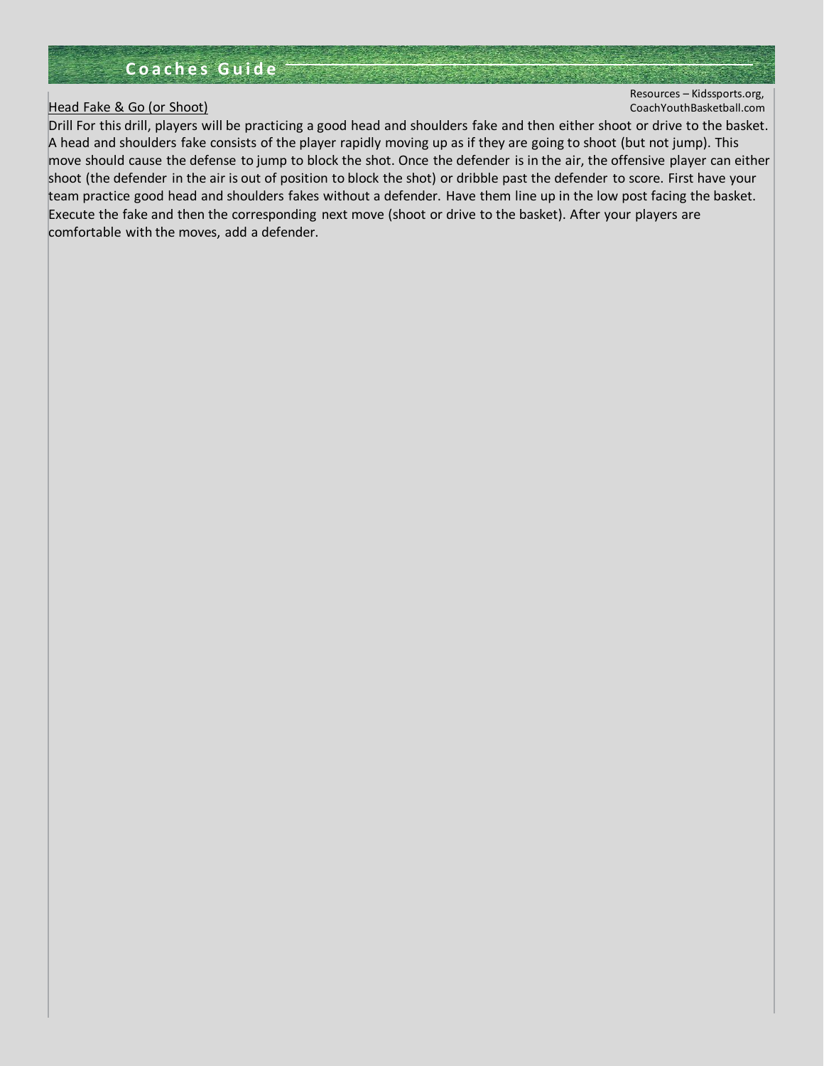Resources – Kidssports.org, CoachYouthBasketball.com

Head Fake & Go (or Shoot)

Drill For this drill, players will be practicing a good head and shoulders fake and then either shoot or drive to the basket. A head and shoulders fake consists of the player rapidly moving up as if they are going to shoot (but not jump). This move should cause the defense to jump to block the shot. Once the defender is in the air, the offensive player can either shoot (the defender in the air is out of position to block the shot) or dribble past the defender to score. First have your team practice good head and shoulders fakes without a defender. Have them line up in the low post facing the basket. Execute the fake and then the corresponding next move (shoot or drive to the basket). After your players are comfortable with the moves, add a defender.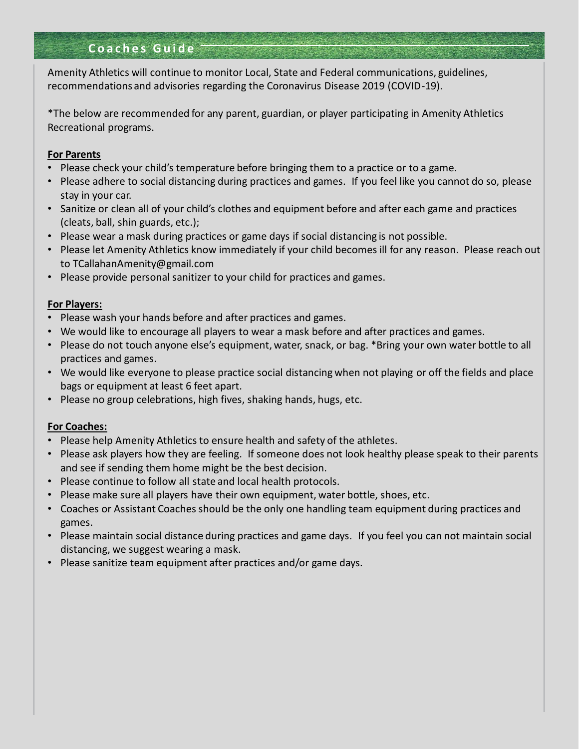## Coaches Guide

Amenity Athletics will continue to monitor Local, State and Federal communications, guidelines, recommendations and advisories regarding the Coronavirus Disease 2019 (COVID-19).

*The below are recommended for any parent, guardian, or player participating in Amenity Athletics Recreational programs.

**For Parents**

- Please check your child's temperature before bringing them to a practice or to a game.
- Please adhere to social distancing during practices and games. If you feel like you cannot do so, please stay in your car.
- Sanitize or clean all of your child's clothes and equipment before and after each game and practices (cleats, ball, shin guards, etc.);
- Please wear a mask during practices or game days if social distancing is not possible.
- Please let Amenity Athletics know immediately if your child becomes ill for any reason. Please reach out to TCallahanAmenity@gmail.com
- Please provide personal sanitizer to your child for practices and games.

**For Players:**

- Please wash your hands before and after practices and games.
- We would like to encourage all players to wear a mask before and after practices and games.
- Please do not touch anyone else's equipment, water, snack, or bag. *Bring your own water bottle to all practices and games.
- We would like everyone to please practice social distancing when not playing or off the fields and place bags or equipment at least 6 feet apart.
- Please no group celebrations, high fives, shaking hands, hugs, etc.

**For Coaches:**

- Please help Amenity Athletics to ensure health and safety of the athletes.
- Please ask players how they are feeling. If someone does not look healthy please speak to their parents and see if sending them home might be the best decision.
- Please continue to follow all state and local health protocols.
- Please make sure all players have their own equipment, water bottle, shoes, etc.
- Coaches or Assistant Coaches should be the only one handling team equipment during practices and games.
- Please maintain social distance during practices and game days. If you feel you can not maintain social distancing, we suggest wearing a mask.
- Please sanitize team equipment after practices and/or game days.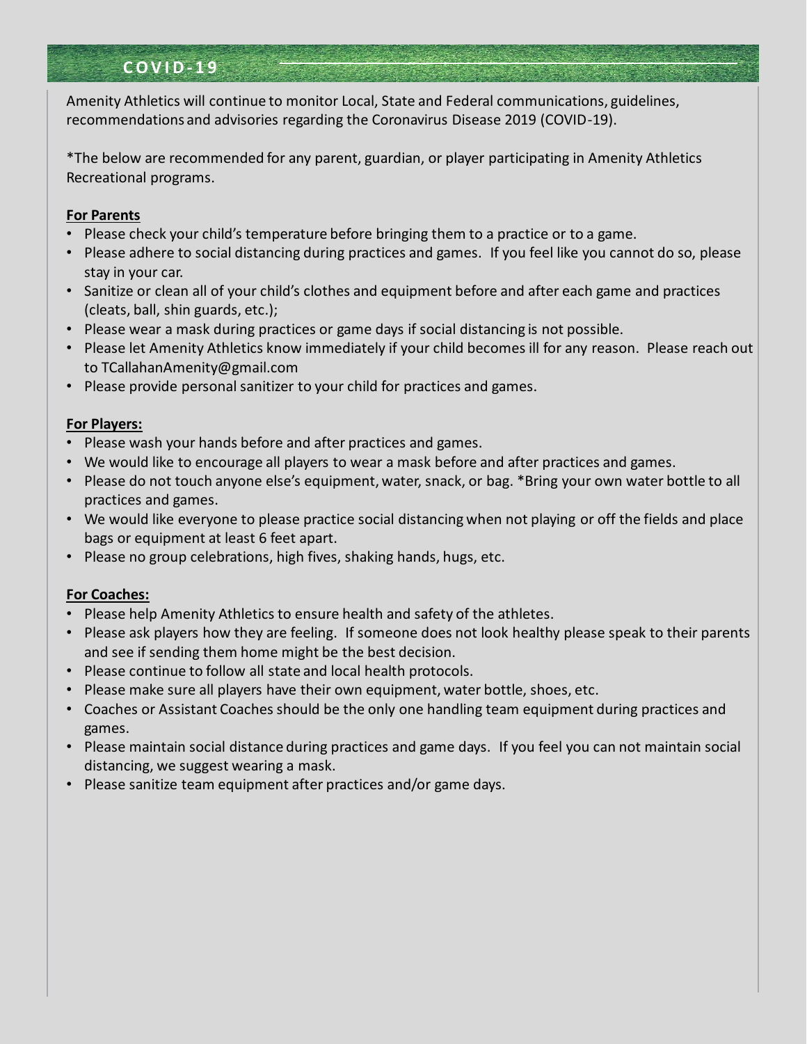## COVID-19

Amenity Athletics will continue to monitor Local, State and Federal communications, guidelines, recommendations and advisories regarding the Coronavirus Disease 2019 (COVID-19).

*The below are recommended for any parent, guardian, or player participating in Amenity Athletics Recreational programs.

**For Parents**

- Please check your child's temperature before bringing them to a practice or to a game.
- Please adhere to social distancing during practices and games. If you feel like you cannot do so, please stay in your car.
- Sanitize or clean all of your child's clothes and equipment before and after each game and practices (cleats, ball, shin guards, etc.);
- Please wear a mask during practices or game days if social distancing is not possible.
- Please let Amenity Athletics know immediately if your child becomes ill for any reason. Please reach out to TCallahanAmenity@gmail.com
- Please provide personal sanitizer to your child for practices and games.

**For Players:**

- Please wash your hands before and after practices and games.
- We would like to encourage all players to wear a mask before and after practices and games.
- Please do not touch anyone else's equipment, water, snack, or bag. *Bring your own water bottle to all practices and games.
- We would like everyone to please practice social distancing when not playing or off the fields and place bags or equipment at least 6 feet apart.
- Please no group celebrations, high fives, shaking hands, hugs, etc.

**For Coaches:**

- Please help Amenity Athletics to ensure health and safety of the athletes.
- Please ask players how they are feeling. If someone does not look healthy please speak to their parents and see if sending them home might be the best decision.
- Please continue to follow all state and local health protocols.
- Please make sure all players have their own equipment, water bottle, shoes, etc.
- Coaches or Assistant Coaches should be the only one handling team equipment during practices and games.
- Please maintain social distance during practices and game days. If you feel you can not maintain social distancing, we suggest wearing a mask.
- Please sanitize team equipment after practices and/or game days.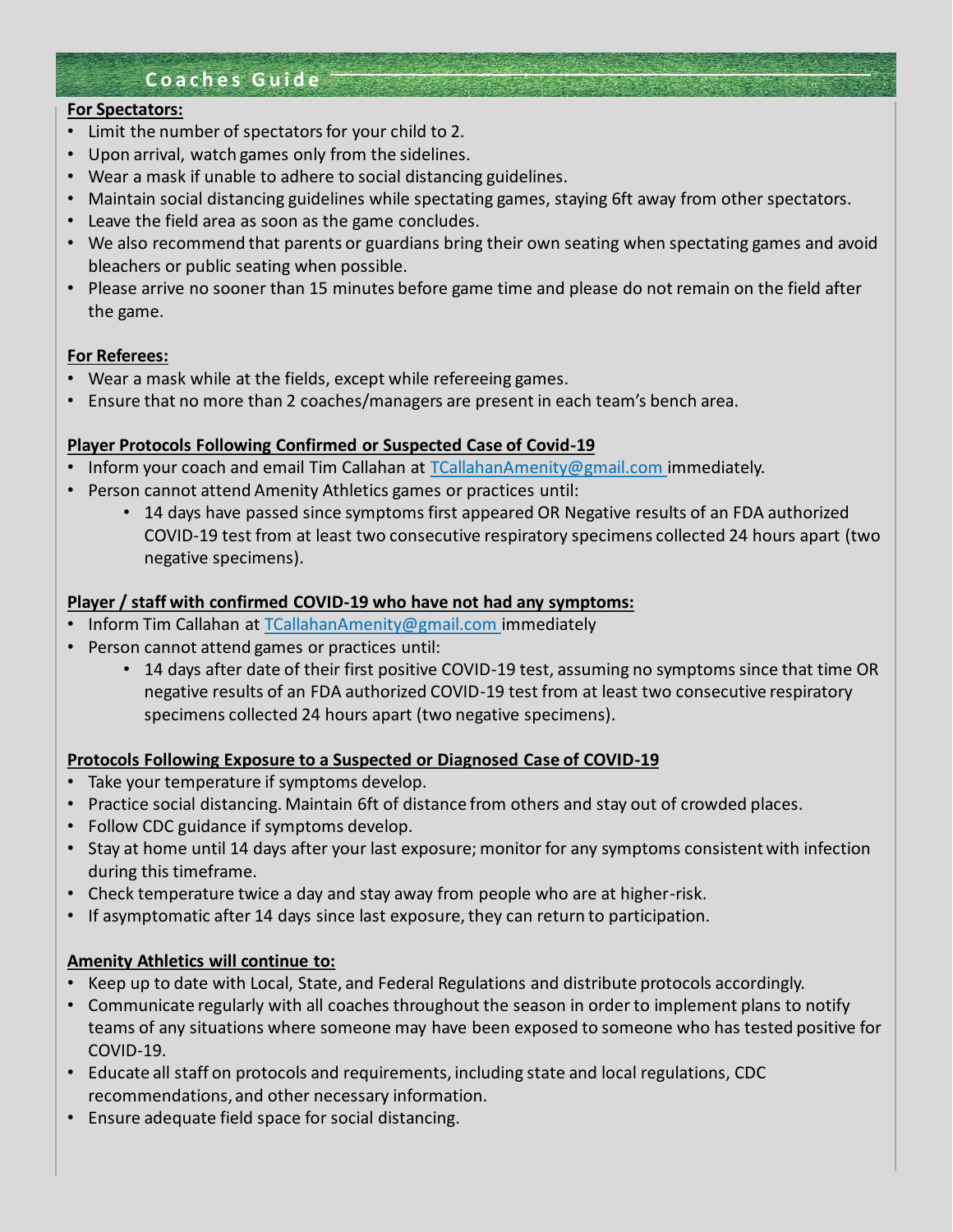## Coaches Guide

**For Spectators:**

- Limit the number of spectators for your child to 2.
- Upon arrival, watch games only from the sidelines.
- Wear a mask if unable to adhere to social distancing guidelines.
- Maintain social distancing guidelines while spectating games, staying 6ft away from other spectators.
- Leave the field area as soon as the game concludes.
- We also recommend that parents or guardians bring their own seating when spectating games and avoid bleachers or public seating when possible.
- Please arrive no sooner than 15 minutes before game time and please do not remain on the field after the game.

**For Referees:**

- Wear a mask while at the fields, except while refereeing games.
- Ensure that no more than 2 coaches/managers are present in each team's bench area.

**Player Protocols Following Confirmed or Suspected Case of Covid-19**

- Inform your coach and email Tim Callahan at TCallahanAmenity@gmail.com immediately.
- Person cannot attend Amenity Athletics games or practices until:
  - 14 days have passed since symptoms first appeared OR Negative results of an FDA authorized COVID-19 test from at least two consecutive respiratory specimens collected 24 hours apart (two negative specimens).

**Player / staff with confirmed COVID-19 who have not had any symptoms:**

- Inform Tim Callahan at TCallahanAmenity@gmail.com immediately
- Person cannot attend games or practices until:
  - 14 days after date of their first positive COVID-19 test, assuming no symptoms since that time OR negative results of an FDA authorized COVID-19 test from at least two consecutive respiratory specimens collected 24 hours apart (two negative specimens).

**Protocols Following Exposure to a Suspected or Diagnosed Case of COVID-19**

- Take your temperature if symptoms develop.
- Practice social distancing. Maintain 6ft of distance from others and stay out of crowded places.
- Follow CDC guidance if symptoms develop.
- Stay at home until 14 days after your last exposure; monitor for any symptoms consistent with infection during this timeframe.
- Check temperature twice a day and stay away from people who are at higher-risk.
- If asymptomatic after 14 days since last exposure, they can return to participation.

**Amenity Athletics will continue to:**

- Keep up to date with Local, State, and Federal Regulations and distribute protocols accordingly.
- Communicate regularly with all coaches throughout the season in order to implement plans to notify teams of any situations where someone may have been exposed to someone who has tested positive for COVID-19.
- Educate all staff on protocols and requirements, including state and local regulations, CDC recommendations, and other necessary information.
- Ensure adequate field space for social distancing.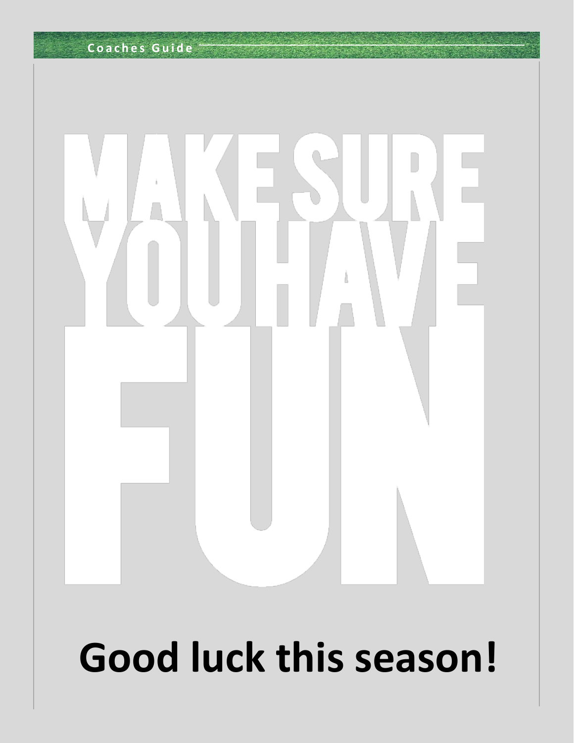# MAKE SURE YOU HAVE FUN

**Good luck this season!**